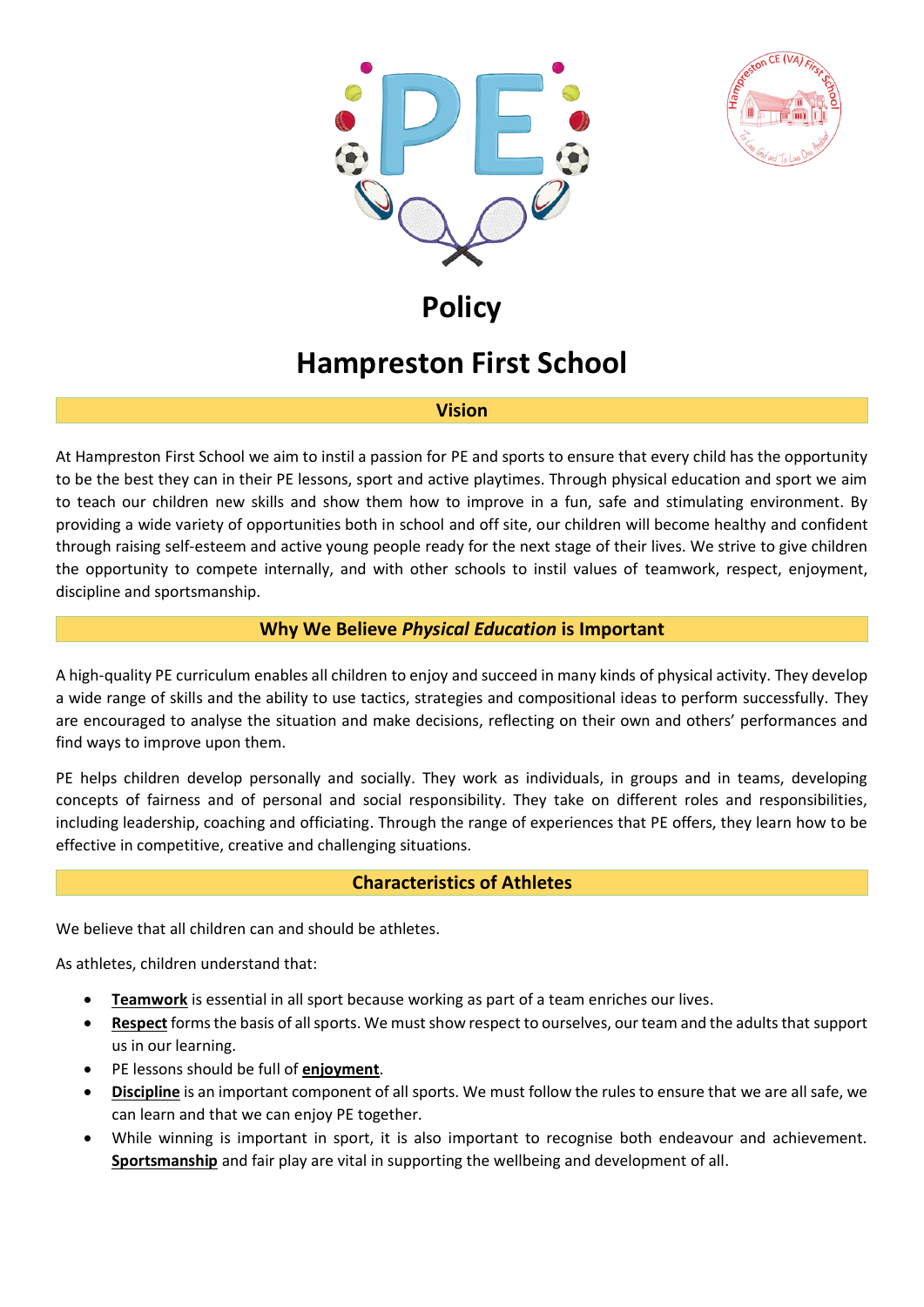# Policy

# Hampreston First School

## Vision

At Hampreston First School we aim to instil a passion for PE and sports to ensure that every child has the opportunity to be the best they can in their PE lessons, sport and active playtimes. Through physical education and sport we aim to teach our children new skills and show them how to improve in a fun, safe and stimulating environment. By providing a wide variety of opportunities both in school and off site, our children will become healthy and confident through raising self-esteem and active young people ready for the next stage of their lives. We strive to give children the opportunity to compete internally, and with other schools to instil values of teamwork, respect, enjoyment, discipline and sportsmanship.

## Why We Believe *Physical Education* is Important

A high-quality PE curriculum enables all children to enjoy and succeed in many kinds of physical activity. They develop a wide range of skills and the ability to use tactics, strategies and compositional ideas to perform successfully. They are encouraged to analyse the situation and make decisions, reflecting on their own and others' performances and find ways to improve upon them.

PE helps children develop personally and socially. They work as individuals, in groups and in teams, developing concepts of fairness and of personal and social responsibility. They take on different roles and responsibilities, including leadership, coaching and officiating. Through the range of experiences that PE offers, they learn how to be effective in competitive, creative and challenging situations.

## Characteristics of Athletes

We believe that all children can and should be athletes.

As athletes, children understand that:

- **Teamwork** is essential in all sport because working as part of a team enriches our lives.
- **Respect** forms the basis of all sports. We must show respect to ourselves, our team and the adults that support us in our learning.
- PE lessons should be full of **enjoyment**.
- **Discipline** is an important component of all sports. We must follow the rules to ensure that we are all safe, we can learn and that we can enjoy PE together.
- While winning is important in sport, it is also important to recognise both endeavour and achievement. **Sportsmanship** and fair play are vital in supporting the wellbeing and development of all.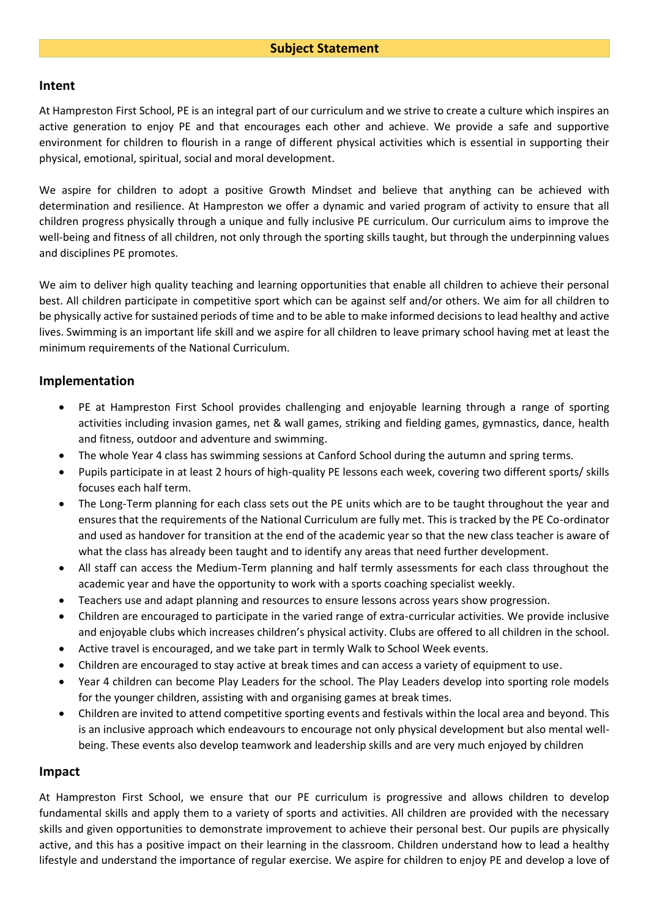## Subject Statement

### Intent

At Hampreston First School, PE is an integral part of our curriculum and we strive to create a culture which inspires an active generation to enjoy PE and that encourages each other and achieve. We provide a safe and supportive environment for children to flourish in a range of different physical activities which is essential in supporting their physical, emotional, spiritual, social and moral development.

We aspire for children to adopt a positive Growth Mindset and believe that anything can be achieved with determination and resilience. At Hampreston we offer a dynamic and varied program of activity to ensure that all children progress physically through a unique and fully inclusive PE curriculum. Our curriculum aims to improve the well-being and fitness of all children, not only through the sporting skills taught, but through the underpinning values and disciplines PE promotes.

We aim to deliver high quality teaching and learning opportunities that enable all children to achieve their personal best. All children participate in competitive sport which can be against self and/or others. We aim for all children to be physically active for sustained periods of time and to be able to make informed decisions to lead healthy and active lives. Swimming is an important life skill and we aspire for all children to leave primary school having met at least the minimum requirements of the National Curriculum.

### Implementation

- PE at Hampreston First School provides challenging and enjoyable learning through a range of sporting activities including invasion games, net & wall games, striking and fielding games, gymnastics, dance, health and fitness, outdoor and adventure and swimming.
- The whole Year 4 class has swimming sessions at Canford School during the autumn and spring terms.
- Pupils participate in at least 2 hours of high-quality PE lessons each week, covering two different sports/ skills focuses each half term.
- The Long-Term planning for each class sets out the PE units which are to be taught throughout the year and ensures that the requirements of the National Curriculum are fully met. This is tracked by the PE Co-ordinator and used as handover for transition at the end of the academic year so that the new class teacher is aware of what the class has already been taught and to identify any areas that need further development.
- All staff can access the Medium-Term planning and half termly assessments for each class throughout the academic year and have the opportunity to work with a sports coaching specialist weekly.
- Teachers use and adapt planning and resources to ensure lessons across years show progression.
- Children are encouraged to participate in the varied range of extra-curricular activities. We provide inclusive and enjoyable clubs which increases children's physical activity. Clubs are offered to all children in the school.
- Active travel is encouraged, and we take part in termly Walk to School Week events.
- Children are encouraged to stay active at break times and can access a variety of equipment to use.
- Year 4 children can become Play Leaders for the school. The Play Leaders develop into sporting role models for the younger children, assisting with and organising games at break times.
- Children are invited to attend competitive sporting events and festivals within the local area and beyond. This is an inclusive approach which endeavours to encourage not only physical development but also mental well-being. These events also develop teamwork and leadership skills and are very much enjoyed by children

### Impact

At Hampreston First School, we ensure that our PE curriculum is progressive and allows children to develop fundamental skills and apply them to a variety of sports and activities. All children are provided with the necessary skills and given opportunities to demonstrate improvement to achieve their personal best. Our pupils are physically active, and this has a positive impact on their learning in the classroom. Children understand how to lead a healthy lifestyle and understand the importance of regular exercise. We aspire for children to enjoy PE and develop a love of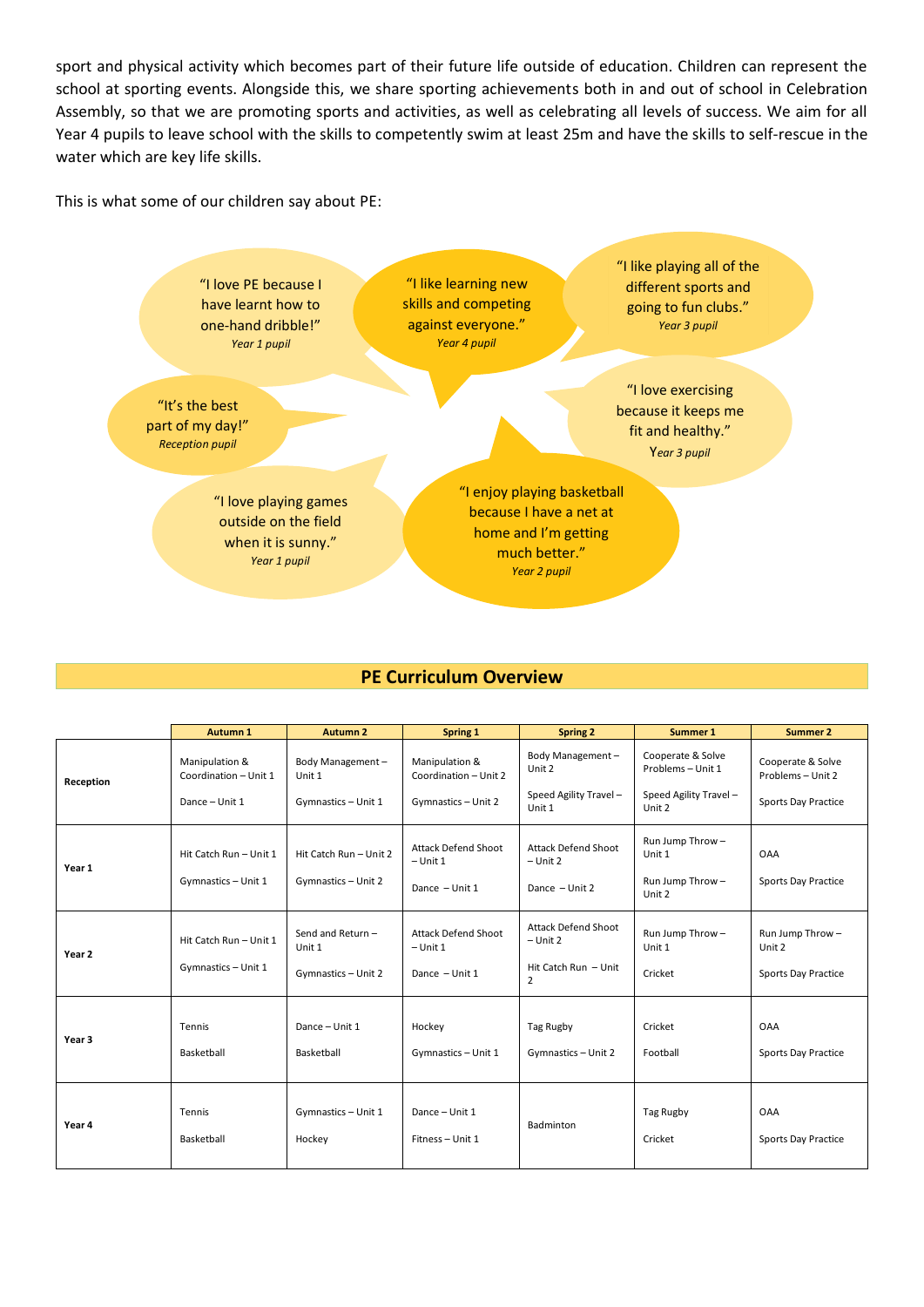sport and physical activity which becomes part of their future life outside of education. Children can represent the school at sporting events. Alongside this, we share sporting achievements both in and out of school in Celebration Assembly, so that we are promoting sports and activities, as well as celebrating all levels of success. We aim for all Year 4 pupils to leave school with the skills to competently swim at least 25m and have the skills to self-rescue in the water which are key life skills.

This is what some of our children say about PE:

"I love PE because I have learnt how to one-hand dribble!"
*Year 1 pupil*

"I like learning new skills and competing against everyone."
*Year 4 pupil*

"I like playing all of the different sports and going to fun clubs."
*Year 3 pupil*

"It's the best part of my day!"
*Reception pupil*

"I love exercising because it keeps me fit and healthy."
*Year 3 pupil*

"I love playing games outside on the field when it is sunny."
*Year 1 pupil*

"I enjoy playing basketball because I have a net at home and I'm getting much better."
*Year 2 pupil*

## PE Curriculum Overview

| | Autumn 1 | Autumn 2 | Spring 1 | Spring 2 | Summer 1 | Summer 2 |
|---|---|---|---|---|---|---|
| **Reception** | Manipulation & Coordination – Unit 1<br>Dance – Unit 1 | Body Management – Unit 1<br>Gymnastics – Unit 1 | Manipulation & Coordination – Unit 2<br>Gymnastics – Unit 2 | Body Management – Unit 2<br>Speed Agility Travel – Unit 1 | Cooperate & Solve Problems – Unit 1<br>Speed Agility Travel – Unit 2 | Cooperate & Solve Problems – Unit 2<br>Sports Day Practice |
| **Year 1** | Hit Catch Run – Unit 1<br>Gymnastics – Unit 1 | Hit Catch Run – Unit 2<br>Gymnastics – Unit 2 | Attack Defend Shoot – Unit 1<br>Dance – Unit 1 | Attack Defend Shoot – Unit 2<br>Dance – Unit 2 | Run Jump Throw – Unit 1<br>Run Jump Throw – Unit 2 | OAA<br>Sports Day Practice |
| **Year 2** | Hit Catch Run – Unit 1<br>Gymnastics – Unit 1 | Send and Return – Unit 1<br>Gymnastics – Unit 2 | Attack Defend Shoot – Unit 1<br>Dance – Unit 1 | Attack Defend Shoot – Unit 2<br>Hit Catch Run – Unit 2 | Run Jump Throw – Unit 1<br>Cricket | Run Jump Throw – Unit 2<br>Sports Day Practice |
| **Year 3** | Tennis<br>Basketball | Dance – Unit 1<br>Basketball | Hockey<br>Gymnastics – Unit 1 | Tag Rugby<br>Gymnastics – Unit 2 | Cricket<br>Football | OAA<br>Sports Day Practice |
| **Year 4** | Tennis<br>Basketball | Gymnastics – Unit 1<br>Hockey | Dance – Unit 1<br>Fitness – Unit 1 | Badminton | Tag Rugby<br>Cricket | OAA<br>Sports Day Practice |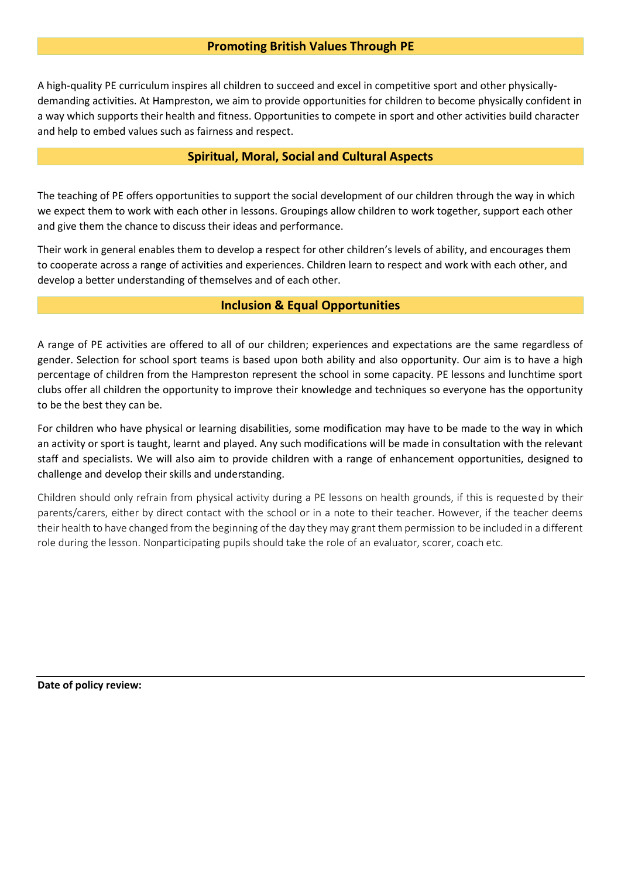## Promoting British Values Through PE

A high-quality PE curriculum inspires all children to succeed and excel in competitive sport and other physically-demanding activities. At Hampreston, we aim to provide opportunities for children to become physically confident in a way which supports their health and fitness. Opportunities to compete in sport and other activities build character and help to embed values such as fairness and respect.

## Spiritual, Moral, Social and Cultural Aspects

The teaching of PE offers opportunities to support the social development of our children through the way in which we expect them to work with each other in lessons. Groupings allow children to work together, support each other and give them the chance to discuss their ideas and performance.

Their work in general enables them to develop a respect for other children's levels of ability, and encourages them to cooperate across a range of activities and experiences. Children learn to respect and work with each other, and develop a better understanding of themselves and of each other.

## Inclusion & Equal Opportunities

A range of PE activities are offered to all of our children; experiences and expectations are the same regardless of gender. Selection for school sport teams is based upon both ability and also opportunity. Our aim is to have a high percentage of children from the Hampreston represent the school in some capacity. PE lessons and lunchtime sport clubs offer all children the opportunity to improve their knowledge and techniques so everyone has the opportunity to be the best they can be.

For children who have physical or learning disabilities, some modification may have to be made to the way in which an activity or sport is taught, learnt and played. Any such modifications will be made in consultation with the relevant staff and specialists. We will also aim to provide children with a range of enhancement opportunities, designed to challenge and develop their skills and understanding.

Children should only refrain from physical activity during a PE lessons on health grounds, if this is requested by their parents/carers, either by direct contact with the school or in a note to their teacher. However, if the teacher deems their health to have changed from the beginning of the day they may grant them permission to be included in a different role during the lesson. Nonparticipating pupils should take the role of an evaluator, scorer, coach etc.

---

**Date of policy review:**